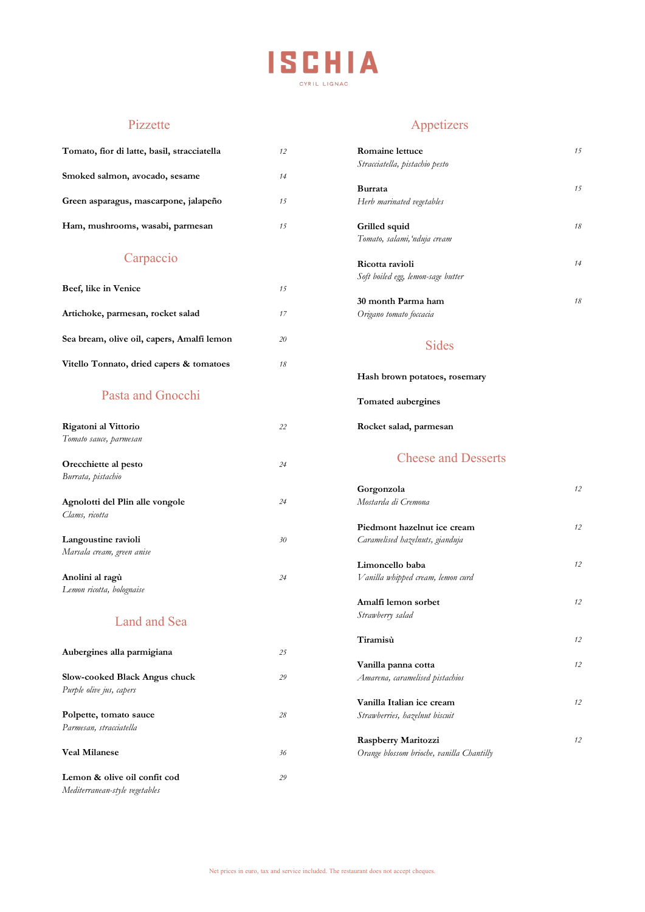# ISCHIA

CYRIL LIGNAC

## Pizzette

**Tomato, fior di latte, basil, stracciatella** *12*

**Smoked salmon, avocado, sesame** *14*

**Green asparagus, mascarpone, jalapeño** *15*

**Ham, mushrooms, wasabi, parmesan** *15*

## Carpaccio

**Beef, like in Venice** *15*

**Artichoke, parmesan, rocket salad** *17*

**Sea bream, olive oil, capers, Amalfi lemon** *20*

**Vitello Tonnato, dried capers & tomatoes** *18*

## Pasta and Gnocchi

**Rigatoni al Vittorio** *22*
*Tomato sauce, parmesan*

**Orecchiette al pesto** *24*
*Burrata, pistachio*

**Agnolotti del Plin alle vongole** *24*
*Clams, ricotta*

**Langoustine ravioli** *30*
*Marsala cream, green anise*

**Anolini al ragù** *24*
*Lemon ricotta, bolognaise*

## Land and Sea

**Aubergines alla parmigiana** *25*

**Slow-cooked Black Angus chuck** *29*
*Purple olive jus, capers*

**Polpette, tomato sauce** *28*
*Parmesan, stracciatella*

**Veal Milanese** *36*

**Lemon & olive oil confit cod** *29*
*Mediterranean-style vegetables*

## Appetizers

**Romaine lettuce** *15*
*Stracciatella, pistachio pesto*

**Burrata** *15*
*Herb marinated vegetables*

**Grilled squid** *18*
*Tomato, salami, 'nduja cream*

**Ricotta ravioli** *14*
*Soft boiled egg, lemon-sage butter*

**30 month Parma ham** *18*
*Origano tomato foccacia*

## Sides

**Hash brown potatoes, rosemary**

**Tomated aubergines**

**Rocket salad, parmesan**

## Cheese and Desserts

**Gorgonzola** *12*
*Mostarda di Cremona*

**Piedmont hazelnut ice cream** *12*
*Caramelised hazelnuts, gianduja*

**Limoncello baba** *12*
*Vanilla whipped cream, lemon curd*

**Amalfi lemon sorbet** *12*
*Strawberry salad*

**Tiramisù** *12*

**Vanilla panna cotta** *12*
*Amarena, caramelised pistachios*

**Vanilla Italian ice cream** *12*
*Strawberries, hazelnut biscuit*

**Raspberry Maritozzi** *12*
*Orange blossom brioche, vanilla Chantilly*

Net prices in euro, tax and service included. The restaurant does not accept cheques.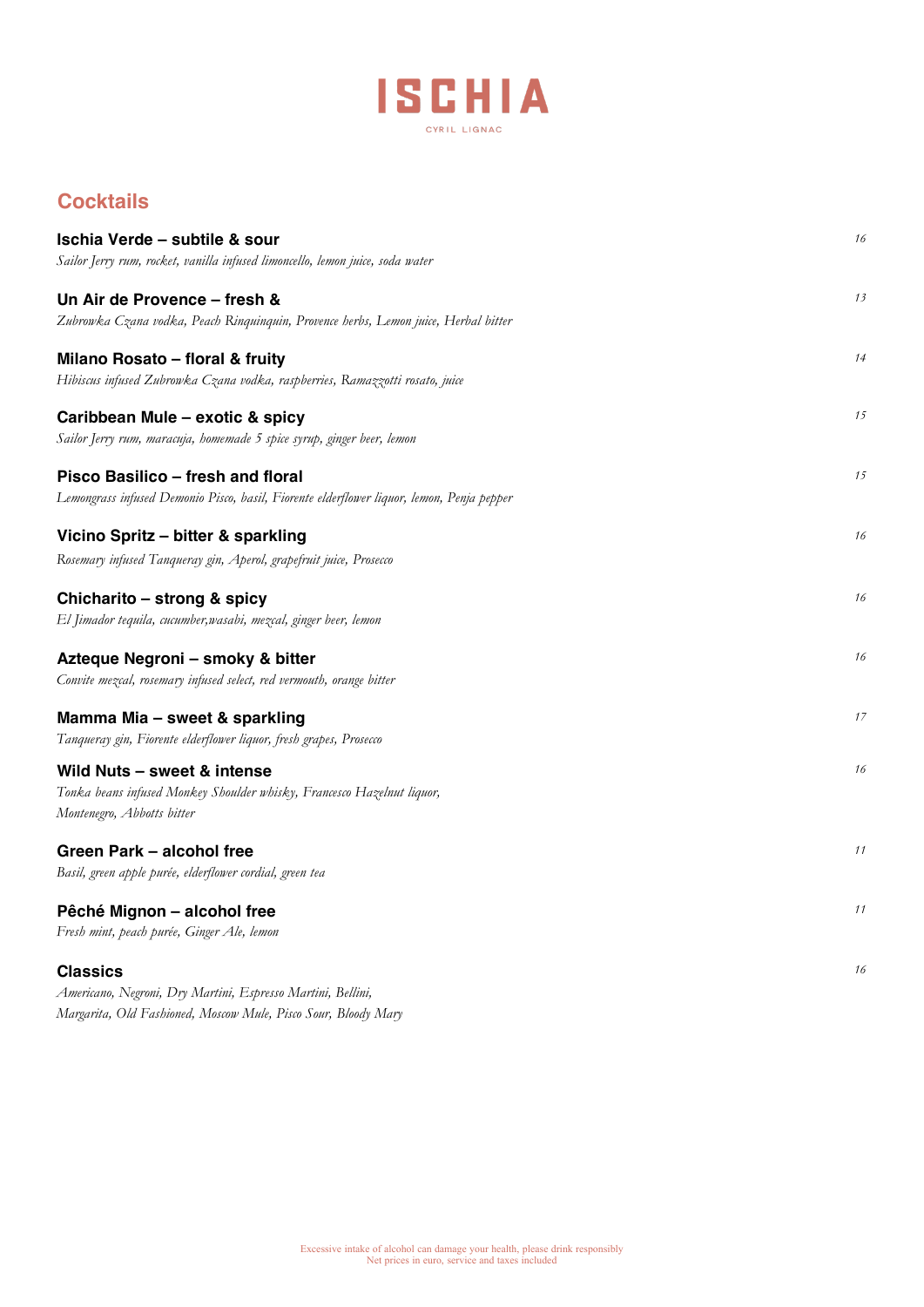# ISCHIA

CYRIL LIGNAC

## Cocktails

**Ischia Verde – subtile & sour** — *16*
*Sailor Jerry rum, rocket, vanilla infused limoncello, lemon juice, soda water*

**Un Air de Provence – fresh &** — *13*
*Zubrowka Czana vodka, Peach Rinquinquin, Provence herbs, Lemon juice, Herbal bitter*

**Milano Rosato – floral & fruity** — *14*
*Hibiscus infused Zubrowka Czana vodka, raspberries, Ramazzotti rosato, juice*

**Caribbean Mule – exotic & spicy** — *15*
*Sailor Jerry rum, maracuja, homemade 5 spice syrup, ginger beer, lemon*

**Pisco Basilico – fresh and floral** — *15*
*Lemongrass infused Demonio Pisco, basil, Fiorente elderflower liquor, lemon, Penja pepper*

**Vicino Spritz – bitter & sparkling** — *16*
*Rosemary infused Tanqueray gin, Aperol, grapefruit juice, Prosecco*

**Chicharito – strong & spicy** — *16*
*El Jimador tequila, cucumber,wasabi, mezcal, ginger beer, lemon*

**Azteque Negroni – smoky & bitter** — *16*
*Convite mezcal, rosemary infused select, red vermouth, orange bitter*

**Mamma Mia – sweet & sparkling** — *17*
*Tanqueray gin, Fiorente elderflower liquor, fresh grapes, Prosecco*

**Wild Nuts – sweet & intense** — *16*
*Tonka beans infused Monkey Shoulder whisky, Francesco Hazelnut liquor, Montenegro, Abbotts bitter*

**Green Park – alcohol free** — *11*
*Basil, green apple purée, elderflower cordial, green tea*

**Pêché Mignon – alcohol free** — *11*
*Fresh mint, peach purée, Ginger Ale, lemon*

**Classics** — *16*
*Americano, Negroni, Dry Martini, Espresso Martini, Bellini, Margarita, Old Fashioned, Moscow Mule, Pisco Sour, Bloody Mary*

Excessive intake of alcohol can damage your health, please drink responsibly
Net prices in euro, service and taxes included